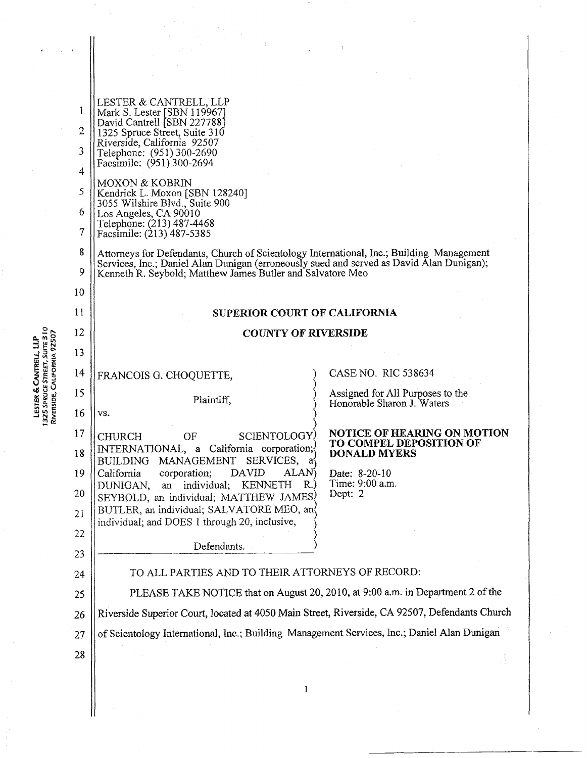LESTER & CANTRELL, LLP
Mark S. Lester [SBN 119967]
David Cantrell [SBN 227788]
1325 Spruce Street, Suite 310
Riverside, California 92507
Telephone: (951) 300-2690
Facsimile: (951) 300-2694

MOXON & KOBRIN
Kendrick L. Moxon [SBN 128240]
3055 Wilshire Blvd., Suite 900
Los Angeles, CA 90010
Telephone: (213) 487-4468
Facsimile: (213) 487-5385

Attorneys for Defendants, Church of Scientology International, Inc.; Building Management Services, Inc.; Daniel Alan Dunigan (erroneously sued and served as David Alan Dunigan); Kenneth R. Seybold; Matthew James Butler and Salvatore Meo

**SUPERIOR COURT OF CALIFORNIA**

**COUNTY OF RIVERSIDE**

| | |
|---|---|
| FRANCOIS G. CHOQUETTE,<br><br>Plaintiff,<br><br>vs.<br><br>CHURCH OF SCIENTOLOGY INTERNATIONAL, a California corporation; BUILDING MANAGEMENT SERVICES, a California corporation; DAVID ALAN DUNIGAN, an individual; KENNETH R. SEYBOLD, an individual; MATTHEW JAMES BUTLER, an individual; SALVATORE MEO, an individual; and DOES 1 through 20, inclusive,<br><br>Defendants. | CASE NO. RIC 538634<br><br>Assigned for All Purposes to the Honorable Sharon J. Waters<br><br>**NOTICE OF HEARING ON MOTION TO COMPEL DEPOSITION OF DONALD MYERS**<br><br>Date: 8-20-10<br>Time: 9:00 a.m.<br>Dept: 2 |

TO ALL PARTIES AND TO THEIR ATTORNEYS OF RECORD:

PLEASE TAKE NOTICE that on August 20, 2010, at 9:00 a.m. in Department 2 of the Riverside Superior Court, located at 4050 Main Street, Riverside, CA 92507, Defendants Church of Scientology International, Inc.; Building Management Services, Inc.; Daniel Alan Dunigan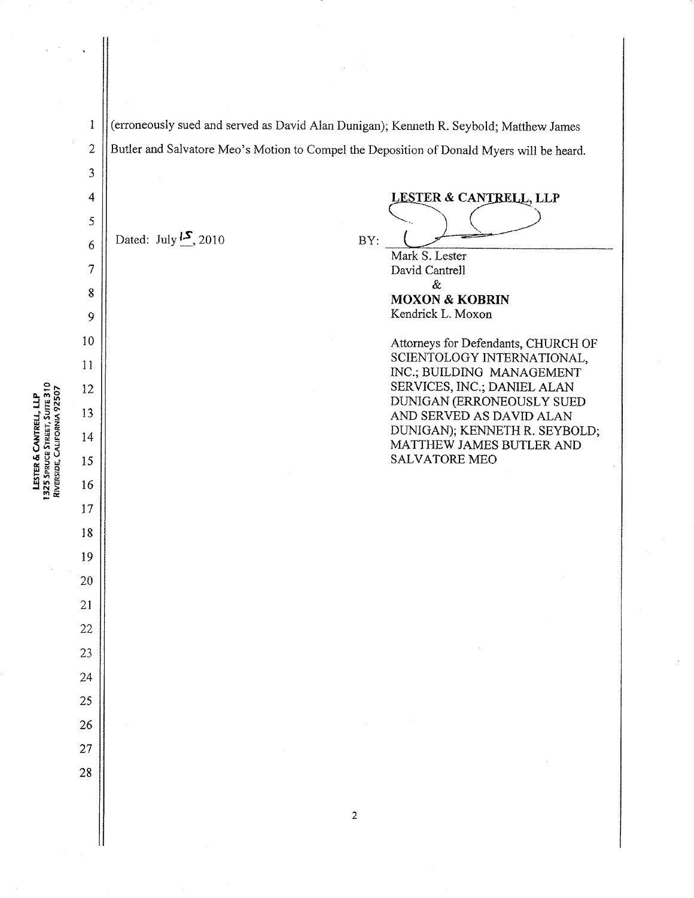(erroneously sued and served as David Alan Dunigan); Kenneth R. Seybold; Matthew James Butler and Salvatore Meo's Motion to Compel the Deposition of Donald Myers will be heard.

Dated: July 15, 2010

**LESTER & CANTRELL, LLP**

BY: ______________________

Mark S. Lester
David Cantrell
&
**MOXON & KOBRIN**
Kendrick L. Moxon

Attorneys for Defendants, CHURCH OF SCIENTOLOGY INTERNATIONAL, INC.; BUILDING MANAGEMENT SERVICES, INC.; DANIEL ALAN DUNIGAN (ERRONEOUSLY SUED AND SERVED AS DAVID ALAN DUNIGAN); KENNETH R. SEYBOLD; MATTHEW JAMES BUTLER AND SALVATORE MEO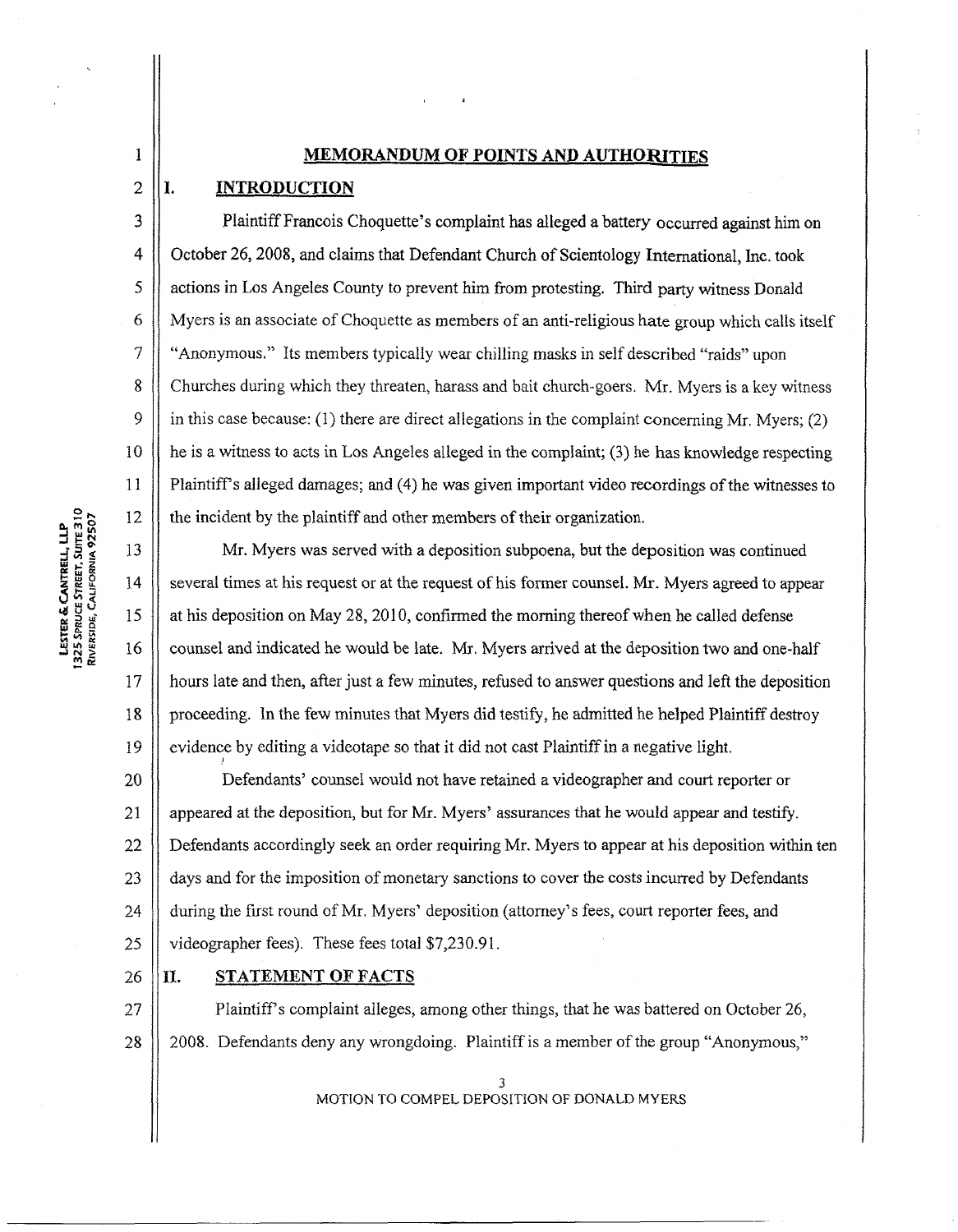# MEMORANDUM OF POINTS AND AUTHORITIES

## I. INTRODUCTION

Plaintiff Francois Choquette's complaint has alleged a battery occurred against him on October 26, 2008, and claims that Defendant Church of Scientology International, Inc. took actions in Los Angeles County to prevent him from protesting. Third party witness Donald Myers is an associate of Choquette as members of an anti-religious hate group which calls itself "Anonymous." Its members typically wear chilling masks in self described "raids" upon Churches during which they threaten, harass and bait church-goers. Mr. Myers is a key witness in this case because: (1) there are direct allegations in the complaint concerning Mr. Myers; (2) he is a witness to acts in Los Angeles alleged in the complaint; (3) he has knowledge respecting Plaintiff's alleged damages; and (4) he was given important video recordings of the witnesses to the incident by the plaintiff and other members of their organization.

Mr. Myers was served with a deposition subpoena, but the deposition was continued several times at his request or at the request of his former counsel. Mr. Myers agreed to appear at his deposition on May 28, 2010, confirmed the morning thereof when he called defense counsel and indicated he would be late. Mr. Myers arrived at the deposition two and one-half hours late and then, after just a few minutes, refused to answer questions and left the deposition proceeding. In the few minutes that Myers did testify, he admitted he helped Plaintiff destroy evidence by editing a videotape so that it did not cast Plaintiff in a negative light.

Defendants' counsel would not have retained a videographer and court reporter or appeared at the deposition, but for Mr. Myers' assurances that he would appear and testify. Defendants accordingly seek an order requiring Mr. Myers to appear at his deposition within ten days and for the imposition of monetary sanctions to cover the costs incurred by Defendants during the first round of Mr. Myers' deposition (attorney's fees, court reporter fees, and videographer fees). These fees total $7,230.91.

## II. STATEMENT OF FACTS

Plaintiff's complaint alleges, among other things, that he was battered on October 26, 2008. Defendants deny any wrongdoing. Plaintiff is a member of the group "Anonymous,"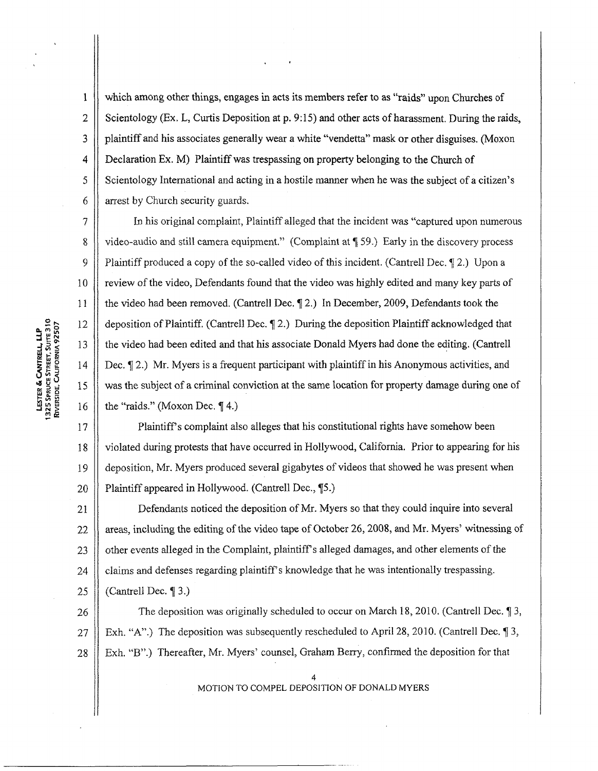which among other things, engages in acts its members refer to as "raids" upon Churches of Scientology (Ex. L, Curtis Deposition at p. 9:15) and other acts of harassment. During the raids, plaintiff and his associates generally wear a white "vendetta" mask or other disguises. (Moxon Declaration Ex. M) Plaintiff was trespassing on property belonging to the Church of Scientology International and acting in a hostile manner when he was the subject of a citizen's arrest by Church security guards.

In his original complaint, Plaintiff alleged that the incident was "captured upon numerous video-audio and still camera equipment." (Complaint at ¶ 59.) Early in the discovery process Plaintiff produced a copy of the so-called video of this incident. (Cantrell Dec. ¶ 2.) Upon a review of the video, Defendants found that the video was highly edited and many key parts of the video had been removed. (Cantrell Dec. ¶ 2.) In December, 2009, Defendants took the deposition of Plaintiff. (Cantrell Dec. ¶ 2.) During the deposition Plaintiff acknowledged that the video had been edited and that his associate Donald Myers had done the editing. (Cantrell Dec. ¶ 2.) Mr. Myers is a frequent participant with plaintiff in his Anonymous activities, and was the subject of a criminal conviction at the same location for property damage during one of the "raids." (Moxon Dec. ¶ 4.)

Plaintiff's complaint also alleges that his constitutional rights have somehow been violated during protests that have occurred in Hollywood, California. Prior to appearing for his deposition, Mr. Myers produced several gigabytes of videos that showed he was present when Plaintiff appeared in Hollywood. (Cantrell Dec., ¶5.)

Defendants noticed the deposition of Mr. Myers so that they could inquire into several areas, including the editing of the video tape of October 26, 2008, and Mr. Myers' witnessing of other events alleged in the Complaint, plaintiff's alleged damages, and other elements of the claims and defenses regarding plaintiff's knowledge that he was intentionally trespassing. (Cantrell Dec. ¶ 3.)

The deposition was originally scheduled to occur on March 18, 2010. (Cantrell Dec. ¶ 3, Exh. "A".) The deposition was subsequently rescheduled to April 28, 2010. (Cantrell Dec. ¶ 3, Exh. "B".) Thereafter, Mr. Myers' counsel, Graham Berry, confirmed the deposition for that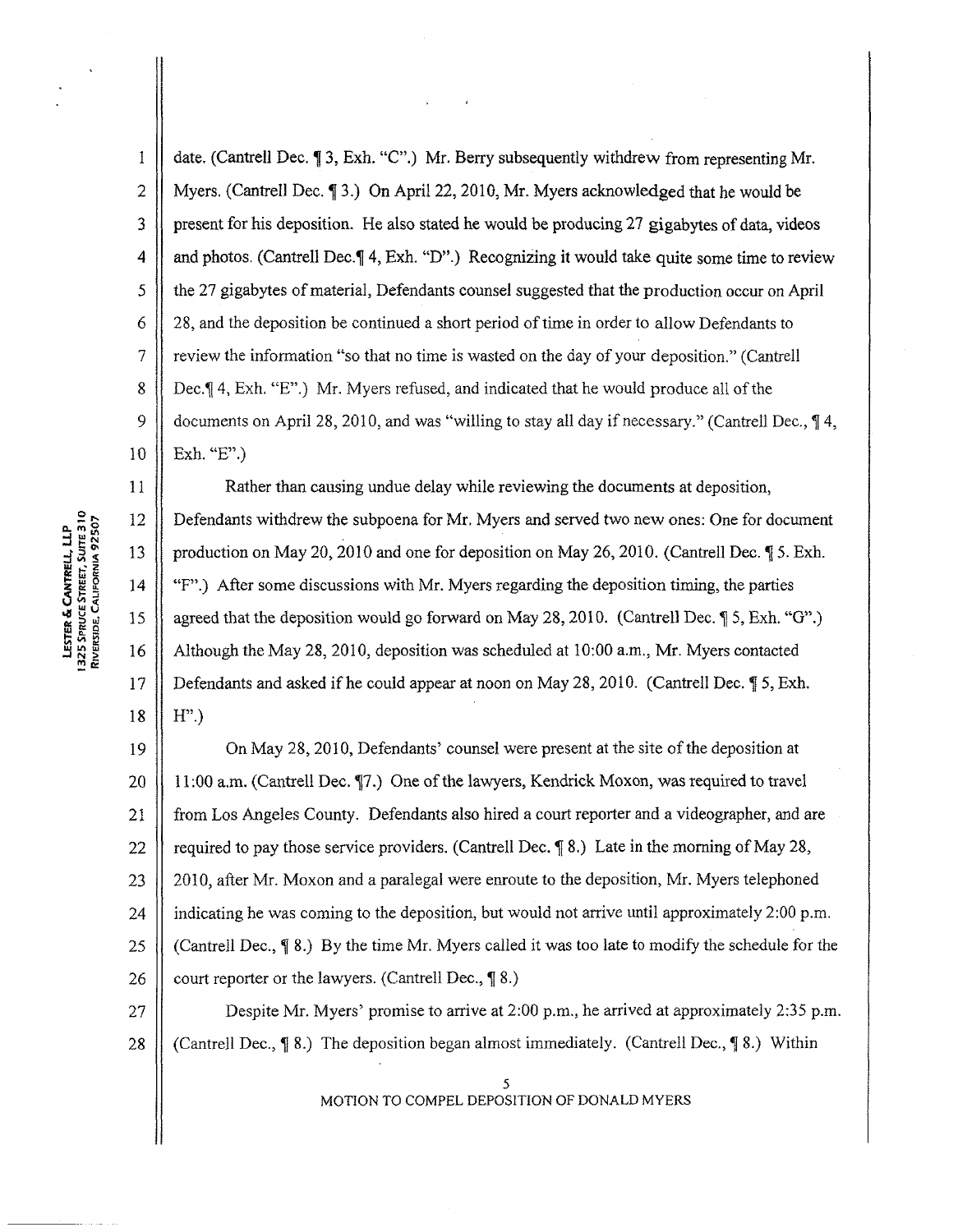date. (Cantrell Dec. ¶ 3, Exh. "C".) Mr. Berry subsequently withdrew from representing Mr. Myers. (Cantrell Dec. ¶ 3.) On April 22, 2010, Mr. Myers acknowledged that he would be present for his deposition. He also stated he would be producing 27 gigabytes of data, videos and photos. (Cantrell Dec.¶ 4, Exh. "D".) Recognizing it would take quite some time to review the 27 gigabytes of material, Defendants counsel suggested that the production occur on April 28, and the deposition be continued a short period of time in order to allow Defendants to review the information "so that no time is wasted on the day of your deposition." (Cantrell Dec.¶ 4, Exh. "E".) Mr. Myers refused, and indicated that he would produce all of the documents on April 28, 2010, and was "willing to stay all day if necessary." (Cantrell Dec., ¶ 4, Exh. "E".)

Rather than causing undue delay while reviewing the documents at deposition, Defendants withdrew the subpoena for Mr. Myers and served two new ones: One for document production on May 20, 2010 and one for deposition on May 26, 2010. (Cantrell Dec. ¶ 5. Exh. "F".) After some discussions with Mr. Myers regarding the deposition timing, the parties agreed that the deposition would go forward on May 28, 2010. (Cantrell Dec. ¶ 5, Exh. "G".) Although the May 28, 2010, deposition was scheduled at 10:00 a.m., Mr. Myers contacted Defendants and asked if he could appear at noon on May 28, 2010. (Cantrell Dec. ¶ 5, Exh. H".)

On May 28, 2010, Defendants' counsel were present at the site of the deposition at 11:00 a.m. (Cantrell Dec. ¶7.) One of the lawyers, Kendrick Moxon, was required to travel from Los Angeles County. Defendants also hired a court reporter and a videographer, and are required to pay those service providers. (Cantrell Dec. ¶ 8.) Late in the morning of May 28, 2010, after Mr. Moxon and a paralegal were enroute to the deposition, Mr. Myers telephoned indicating he was coming to the deposition, but would not arrive until approximately 2:00 p.m. (Cantrell Dec., ¶ 8.) By the time Mr. Myers called it was too late to modify the schedule for the court reporter or the lawyers. (Cantrell Dec., ¶ 8.)

Despite Mr. Myers' promise to arrive at 2:00 p.m., he arrived at approximately 2:35 p.m. (Cantrell Dec., ¶ 8.) The deposition began almost immediately. (Cantrell Dec., ¶ 8.) Within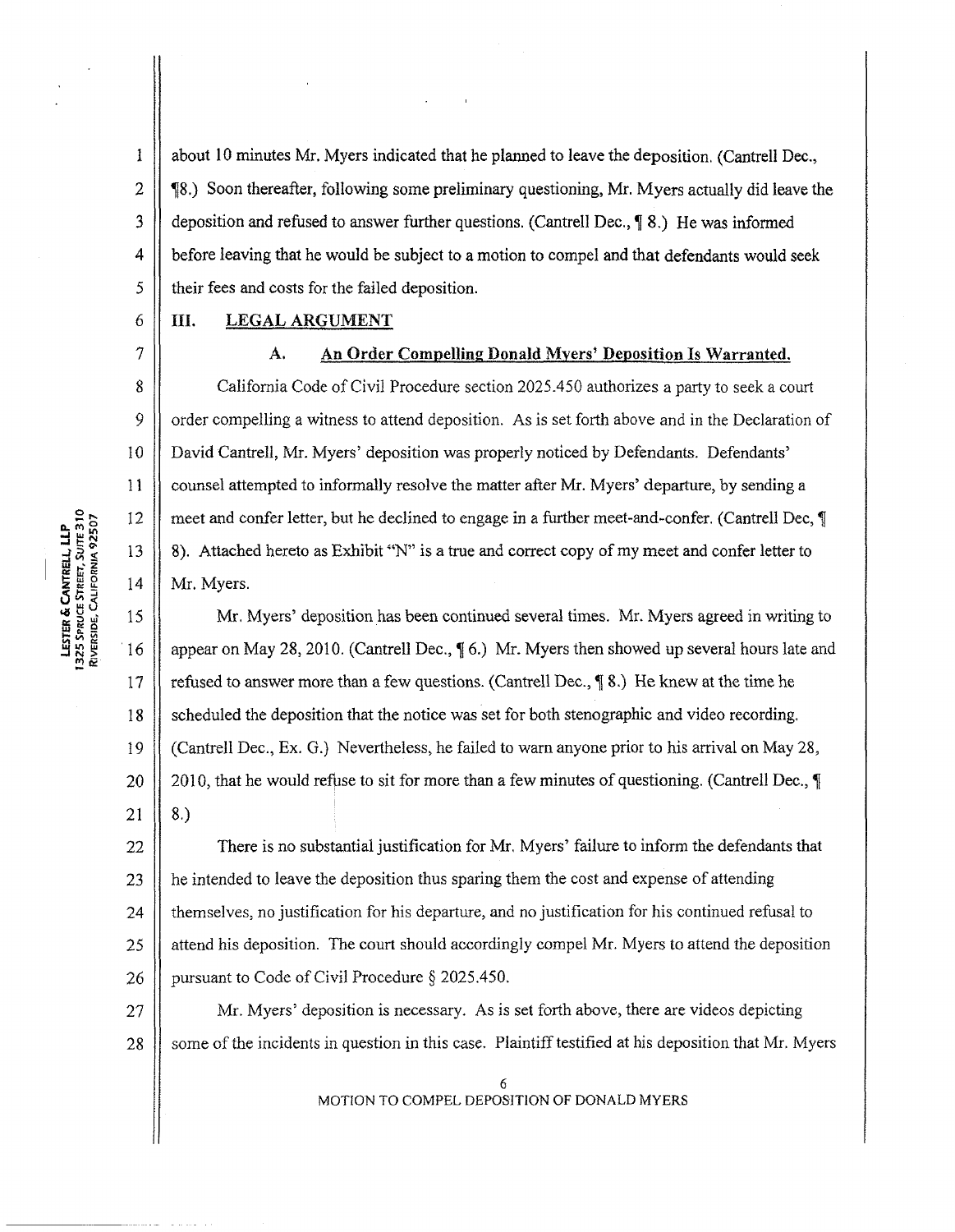about 10 minutes Mr. Myers indicated that he planned to leave the deposition. (Cantrell Dec., ¶8.) Soon thereafter, following some preliminary questioning, Mr. Myers actually did leave the deposition and refused to answer further questions. (Cantrell Dec., ¶ 8.) He was informed before leaving that he would be subject to a motion to compel and that defendants would seek their fees and costs for the failed deposition.

## III. LEGAL ARGUMENT

### A. An Order Compelling Donald Myers' Deposition Is Warranted.

California Code of Civil Procedure section 2025.450 authorizes a party to seek a court order compelling a witness to attend deposition. As is set forth above and in the Declaration of David Cantrell, Mr. Myers' deposition was properly noticed by Defendants. Defendants' counsel attempted to informally resolve the matter after Mr. Myers' departure, by sending a meet and confer letter, but he declined to engage in a further meet-and-confer. (Cantrell Dec, ¶ 8). Attached hereto as Exhibit "N" is a true and correct copy of my meet and confer letter to Mr. Myers.

Mr. Myers' deposition has been continued several times. Mr. Myers agreed in writing to appear on May 28, 2010. (Cantrell Dec., ¶ 6.) Mr. Myers then showed up several hours late and refused to answer more than a few questions. (Cantrell Dec., ¶ 8.) He knew at the time he scheduled the deposition that the notice was set for both stenographic and video recording. (Cantrell Dec., Ex. G.) Nevertheless, he failed to warn anyone prior to his arrival on May 28, 2010, that he would refuse to sit for more than a few minutes of questioning. (Cantrell Dec., ¶ 8.)

There is no substantial justification for Mr. Myers' failure to inform the defendants that he intended to leave the deposition thus sparing them the cost and expense of attending themselves, no justification for his departure, and no justification for his continued refusal to attend his deposition. The court should accordingly compel Mr. Myers to attend the deposition pursuant to Code of Civil Procedure § 2025.450.

Mr. Myers' deposition is necessary. As is set forth above, there are videos depicting some of the incidents in question in this case. Plaintiff testified at his deposition that Mr. Myers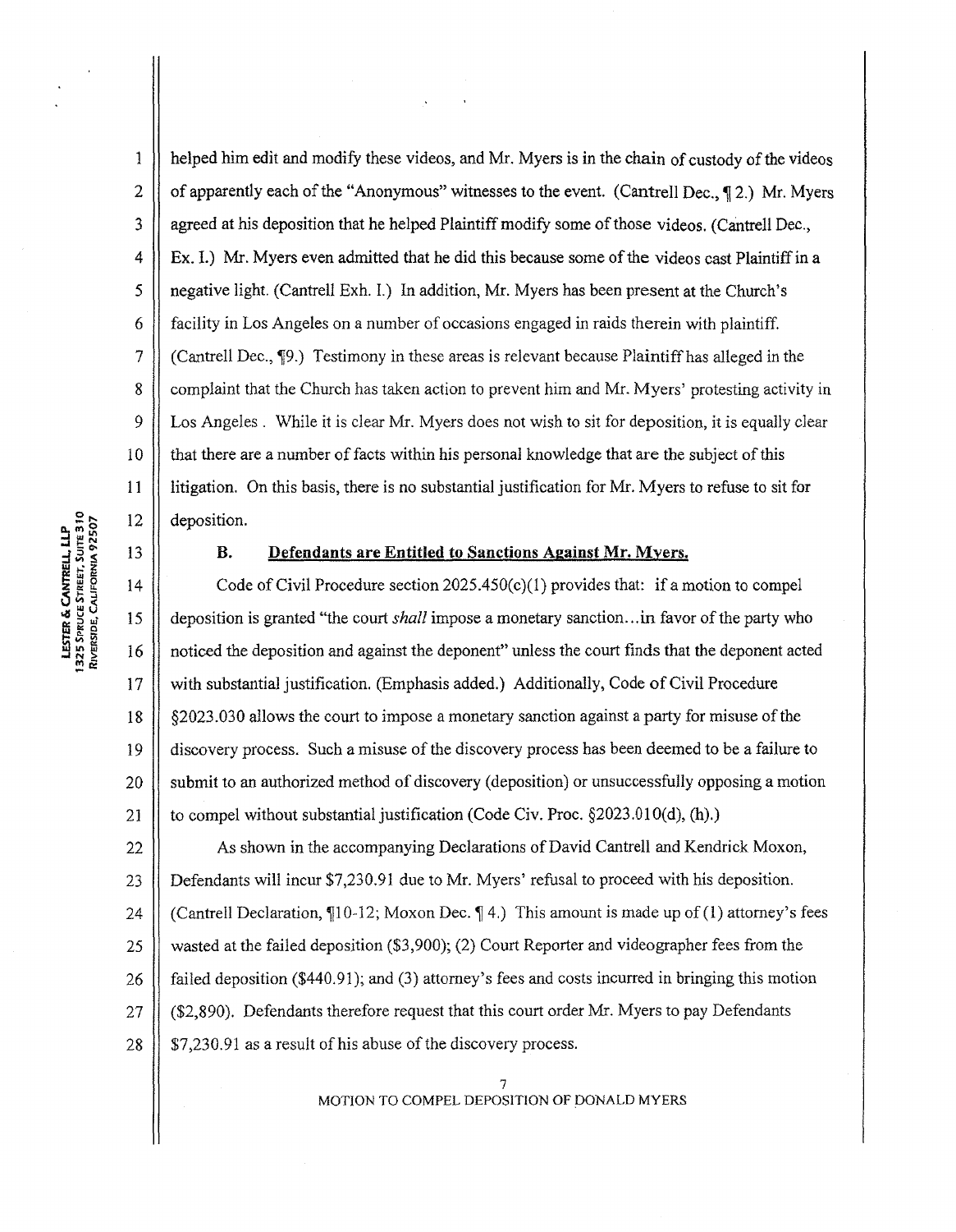helped him edit and modify these videos, and Mr. Myers is in the chain of custody of the videos of apparently each of the "Anonymous" witnesses to the event. (Cantrell Dec., ¶ 2.) Mr. Myers agreed at his deposition that he helped Plaintiff modify some of those videos. (Cantrell Dec., Ex. I.) Mr. Myers even admitted that he did this because some of the videos cast Plaintiff in a negative light. (Cantrell Exh. I.) In addition, Mr. Myers has been present at the Church's facility in Los Angeles on a number of occasions engaged in raids therein with plaintiff. (Cantrell Dec., ¶9.) Testimony in these areas is relevant because Plaintiff has alleged in the complaint that the Church has taken action to prevent him and Mr. Myers' protesting activity in Los Angeles . While it is clear Mr. Myers does not wish to sit for deposition, it is equally clear that there are a number of facts within his personal knowledge that are the subject of this litigation. On this basis, there is no substantial justification for Mr. Myers to refuse to sit for deposition.

### B. Defendants are Entitled to Sanctions Against Mr. Myers.

Code of Civil Procedure section 2025.450(c)(1) provides that: if a motion to compel deposition is granted "the court *shall* impose a monetary sanction…in favor of the party who noticed the deposition and against the deponent" unless the court finds that the deponent acted with substantial justification. (Emphasis added.) Additionally, Code of Civil Procedure §2023.030 allows the court to impose a monetary sanction against a party for misuse of the discovery process. Such a misuse of the discovery process has been deemed to be a failure to submit to an authorized method of discovery (deposition) or unsuccessfully opposing a motion to compel without substantial justification (Code Civ. Proc. §2023.010(d), (h).)

As shown in the accompanying Declarations of David Cantrell and Kendrick Moxon, Defendants will incur $7,230.91 due to Mr. Myers' refusal to proceed with his deposition. (Cantrell Declaration, ¶10-12; Moxon Dec. ¶ 4.) This amount is made up of (1) attorney's fees wasted at the failed deposition ($3,900); (2) Court Reporter and videographer fees from the failed deposition ($440.91); and (3) attorney's fees and costs incurred in bringing this motion ($2,890). Defendants therefore request that this court order Mr. Myers to pay Defendants $7,230.91 as a result of his abuse of the discovery process.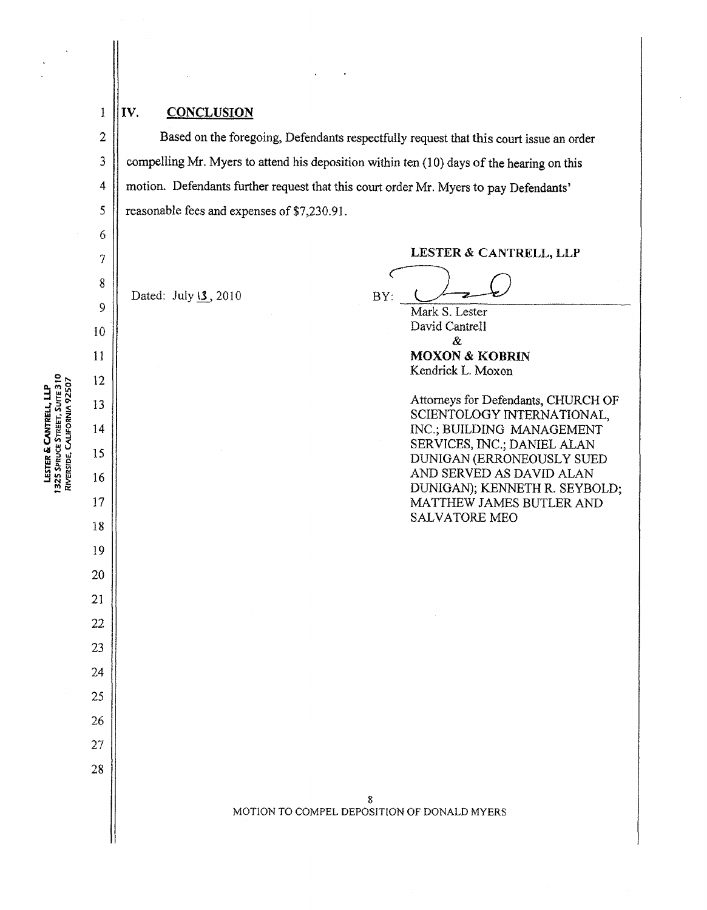## IV. CONCLUSION

Based on the foregoing, Defendants respectfully request that this court issue an order compelling Mr. Myers to attend his deposition within ten (10) days of the hearing on this motion. Defendants further request that this court order Mr. Myers to pay Defendants' reasonable fees and expenses of $7,230.91.

Dated: July 13, 2010

**LESTER & CANTRELL, LLP**

BY: ______________________

Mark S. Lester
David Cantrell
&
**MOXON & KOBRIN**
Kendrick L. Moxon

Attorneys for Defendants, CHURCH OF SCIENTOLOGY INTERNATIONAL, INC.; BUILDING MANAGEMENT SERVICES, INC.; DANIEL ALAN DUNIGAN (ERRONEOUSLY SUED AND SERVED AS DAVID ALAN DUNIGAN); KENNETH R. SEYBOLD; MATTHEW JAMES BUTLER AND SALVATORE MEO

MOTION TO COMPEL DEPOSITION OF DONALD MYERS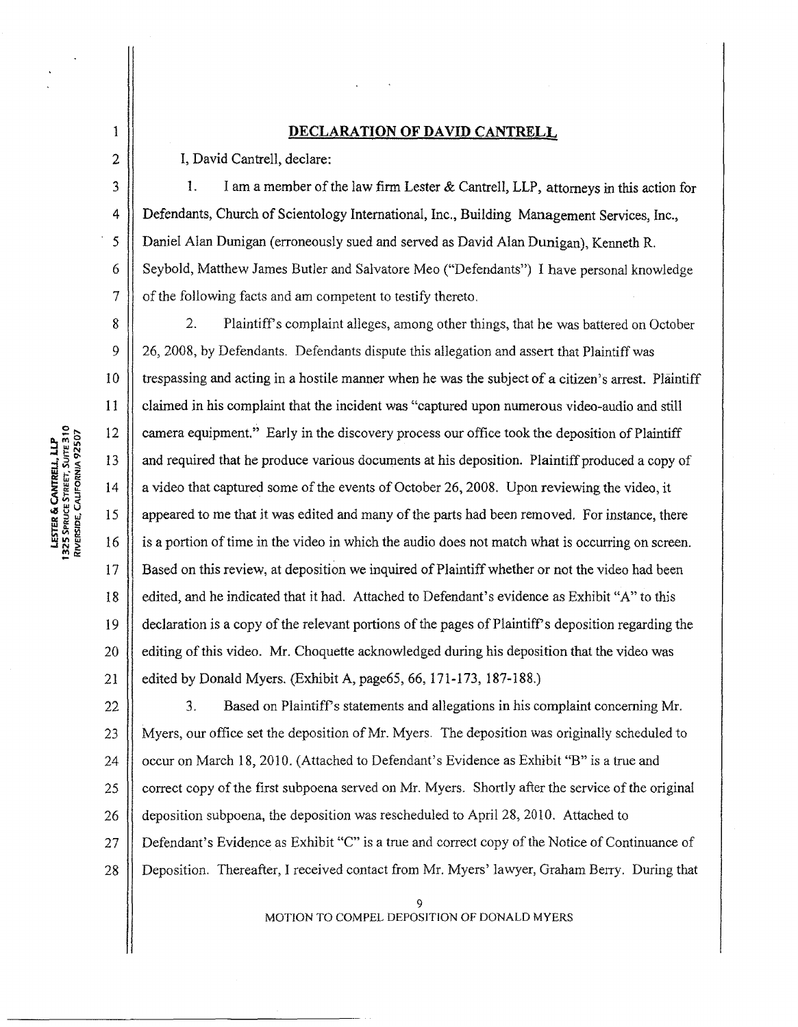# DECLARATION OF DAVID CANTRELL

I, David Cantrell, declare:

1. I am a member of the law firm Lester & Cantrell, LLP, attorneys in this action for Defendants, Church of Scientology International, Inc., Building Management Services, Inc., Daniel Alan Dunigan (erroneously sued and served as David Alan Dunigan), Kenneth R. Seybold, Matthew James Butler and Salvatore Meo ("Defendants") I have personal knowledge of the following facts and am competent to testify thereto.

2. Plaintiff's complaint alleges, among other things, that he was battered on October 26, 2008, by Defendants. Defendants dispute this allegation and assert that Plaintiff was trespassing and acting in a hostile manner when he was the subject of a citizen's arrest. Plaintiff claimed in his complaint that the incident was "captured upon numerous video-audio and still camera equipment." Early in the discovery process our office took the deposition of Plaintiff and required that he produce various documents at his deposition. Plaintiff produced a copy of a video that captured some of the events of October 26, 2008. Upon reviewing the video, it appeared to me that it was edited and many of the parts had been removed. For instance, there is a portion of time in the video in which the audio does not match what is occurring on screen. Based on this review, at deposition we inquired of Plaintiff whether or not the video had been edited, and he indicated that it had. Attached to Defendant's evidence as Exhibit "A" to this declaration is a copy of the relevant portions of the pages of Plaintiff's deposition regarding the editing of this video. Mr. Choquette acknowledged during his deposition that the video was edited by Donald Myers. (Exhibit A, page65, 66, 171-173, 187-188.)

3. Based on Plaintiff's statements and allegations in his complaint concerning Mr. Myers, our office set the deposition of Mr. Myers. The deposition was originally scheduled to occur on March 18, 2010. (Attached to Defendant's Evidence as Exhibit "B" is a true and correct copy of the first subpoena served on Mr. Myers. Shortly after the service of the original deposition subpoena, the deposition was rescheduled to April 28, 2010. Attached to Defendant's Evidence as Exhibit "C" is a true and correct copy of the Notice of Continuance of Deposition. Thereafter, I received contact from Mr. Myers' lawyer, Graham Berry. During that

MOTION TO COMPEL DEPOSITION OF DONALD MYERS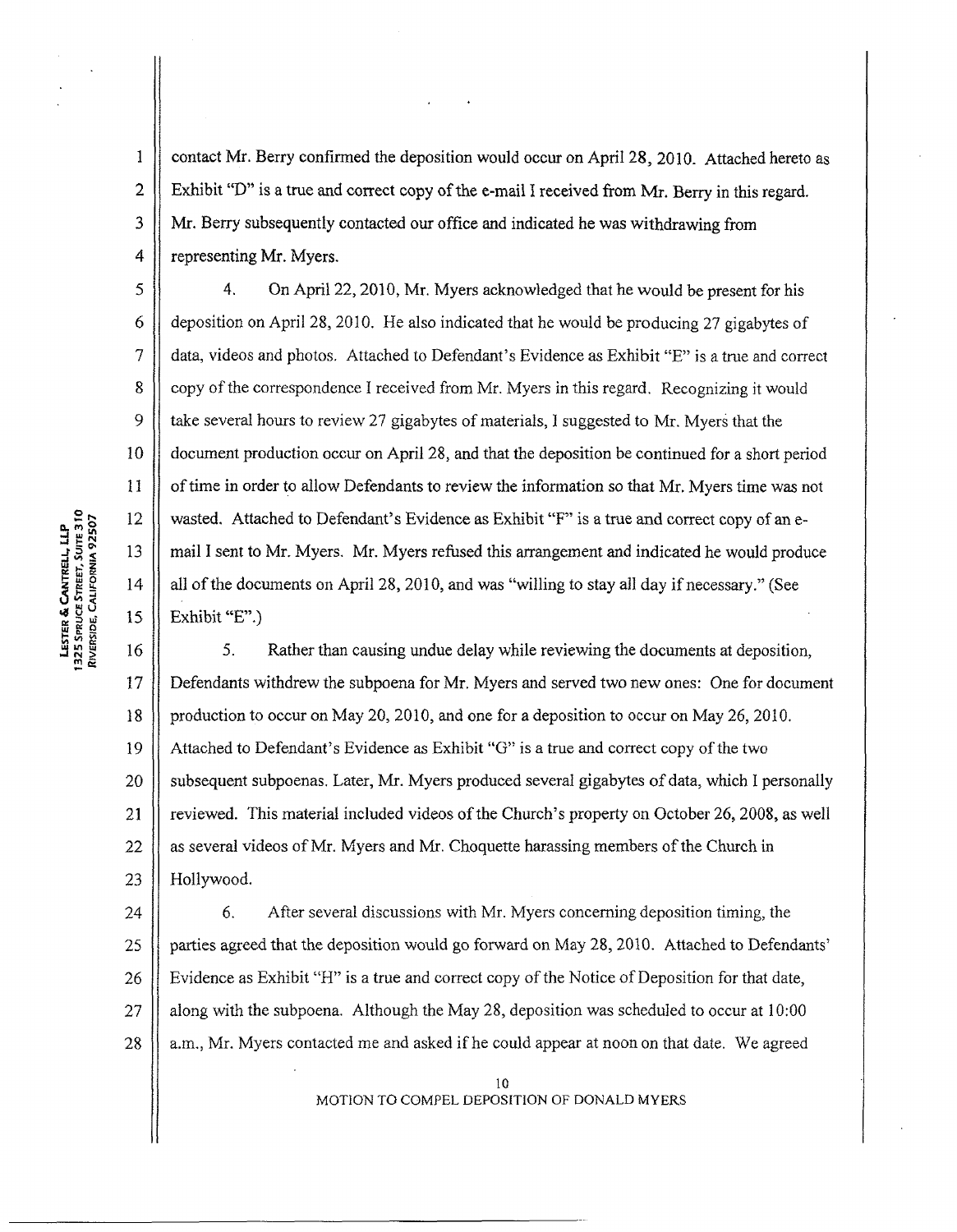contact Mr. Berry confirmed the deposition would occur on April 28, 2010. Attached hereto as Exhibit "D" is a true and correct copy of the e-mail I received from Mr. Berry in this regard. Mr. Berry subsequently contacted our office and indicated he was withdrawing from representing Mr. Myers.

4. On April 22, 2010, Mr. Myers acknowledged that he would be present for his deposition on April 28, 2010. He also indicated that he would be producing 27 gigabytes of data, videos and photos. Attached to Defendant's Evidence as Exhibit "E" is a true and correct copy of the correspondence I received from Mr. Myers in this regard. Recognizing it would take several hours to review 27 gigabytes of materials, I suggested to Mr. Myers that the document production occur on April 28, and that the deposition be continued for a short period of time in order to allow Defendants to review the information so that Mr. Myers time was not wasted. Attached to Defendant's Evidence as Exhibit "F" is a true and correct copy of an e-mail I sent to Mr. Myers. Mr. Myers refused this arrangement and indicated he would produce all of the documents on April 28, 2010, and was "willing to stay all day if necessary." (See Exhibit "E".)

5. Rather than causing undue delay while reviewing the documents at deposition, Defendants withdrew the subpoena for Mr. Myers and served two new ones: One for document production to occur on May 20, 2010, and one for a deposition to occur on May 26, 2010. Attached to Defendant's Evidence as Exhibit "G" is a true and correct copy of the two subsequent subpoenas. Later, Mr. Myers produced several gigabytes of data, which I personally reviewed. This material included videos of the Church's property on October 26, 2008, as well as several videos of Mr. Myers and Mr. Choquette harassing members of the Church in Hollywood.

6. After several discussions with Mr. Myers concerning deposition timing, the parties agreed that the deposition would go forward on May 28, 2010. Attached to Defendants' Evidence as Exhibit "H" is a true and correct copy of the Notice of Deposition for that date, along with the subpoena. Although the May 28, deposition was scheduled to occur at 10:00 a.m., Mr. Myers contacted me and asked if he could appear at noon on that date. We agreed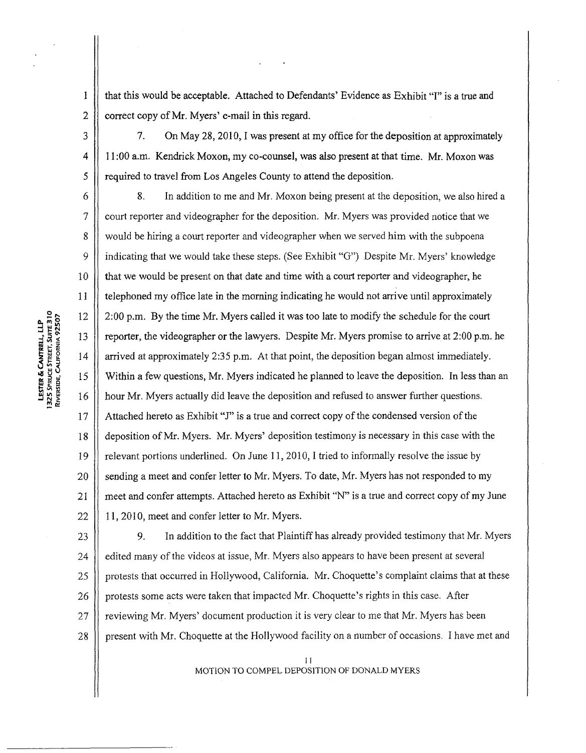that this would be acceptable. Attached to Defendants' Evidence as Exhibit "I" is a true and correct copy of Mr. Myers' e-mail in this regard.

7. On May 28, 2010, I was present at my office for the deposition at approximately 11:00 a.m. Kendrick Moxon, my co-counsel, was also present at that time. Mr. Moxon was required to travel from Los Angeles County to attend the deposition.

8. In addition to me and Mr. Moxon being present at the deposition, we also hired a court reporter and videographer for the deposition. Mr. Myers was provided notice that we would be hiring a court reporter and videographer when we served him with the subpoena indicating that we would take these steps. (See Exhibit "G") Despite Mr. Myers' knowledge that we would be present on that date and time with a court reporter and videographer, he telephoned my office late in the morning indicating he would not arrive until approximately 2:00 p.m. By the time Mr. Myers called it was too late to modify the schedule for the court reporter, the videographer or the lawyers. Despite Mr. Myers promise to arrive at 2:00 p.m. he arrived at approximately 2:35 p.m. At that point, the deposition began almost immediately. Within a few questions, Mr. Myers indicated he planned to leave the deposition. In less than an hour Mr. Myers actually did leave the deposition and refused to answer further questions. Attached hereto as Exhibit "J" is a true and correct copy of the condensed version of the deposition of Mr. Myers. Mr. Myers' deposition testimony is necessary in this case with the relevant portions underlined. On June 11, 2010, I tried to informally resolve the issue by sending a meet and confer letter to Mr. Myers. To date, Mr. Myers has not responded to my meet and confer attempts. Attached hereto as Exhibit "N" is a true and correct copy of my June 11, 2010, meet and confer letter to Mr. Myers.

9. In addition to the fact that Plaintiff has already provided testimony that Mr. Myers edited many of the videos at issue, Mr. Myers also appears to have been present at several protests that occurred in Hollywood, California. Mr. Choquette's complaint claims that at these protests some acts were taken that impacted Mr. Choquette's rights in this case. After reviewing Mr. Myers' document production it is very clear to me that Mr. Myers has been present with Mr. Choquette at the Hollywood facility on a number of occasions. I have met and

MOTION TO COMPEL DEPOSITION OF DONALD MYERS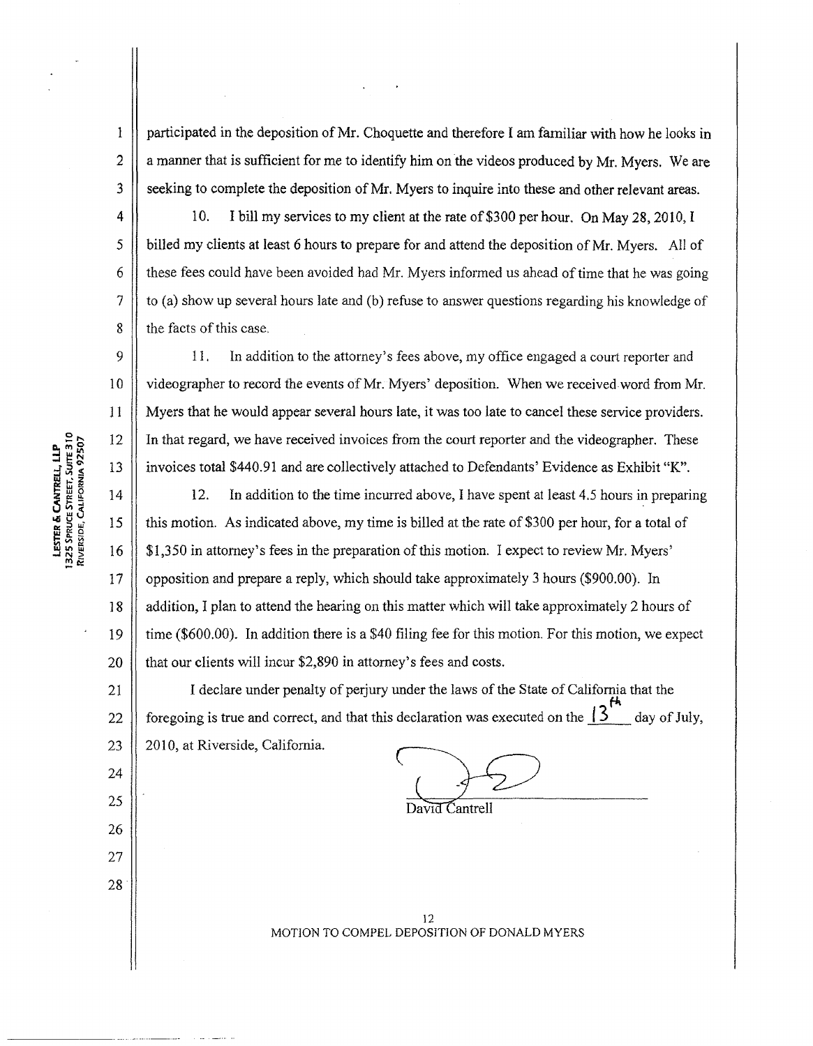participated in the deposition of Mr. Choquette and therefore I am familiar with how he looks in a manner that is sufficient for me to identify him on the videos produced by Mr. Myers. We are seeking to complete the deposition of Mr. Myers to inquire into these and other relevant areas.

10. I bill my services to my client at the rate of $300 per hour. On May 28, 2010, I billed my clients at least 6 hours to prepare for and attend the deposition of Mr. Myers. All of these fees could have been avoided had Mr. Myers informed us ahead of time that he was going to (a) show up several hours late and (b) refuse to answer questions regarding his knowledge of the facts of this case.

11. In addition to the attorney's fees above, my office engaged a court reporter and videographer to record the events of Mr. Myers' deposition. When we received word from Mr. Myers that he would appear several hours late, it was too late to cancel these service providers. In that regard, we have received invoices from the court reporter and the videographer. These invoices total $440.91 and are collectively attached to Defendants' Evidence as Exhibit "K".

12. In addition to the time incurred above, I have spent at least 4.5 hours in preparing this motion. As indicated above, my time is billed at the rate of $300 per hour, for a total of $1,350 in attorney's fees in the preparation of this motion. I expect to review Mr. Myers' opposition and prepare a reply, which should take approximately 3 hours ($900.00). In addition, I plan to attend the hearing on this matter which will take approximately 2 hours of time ($600.00). In addition there is a $40 filing fee for this motion. For this motion, we expect that our clients will incur $2,890 in attorney's fees and costs.

I declare under penalty of perjury under the laws of the State of California that the foregoing is true and correct, and that this declaration was executed on the 13th day of July, 2010, at Riverside, California.

David Cantrell

MOTION TO COMPEL DEPOSITION OF DONALD MYERS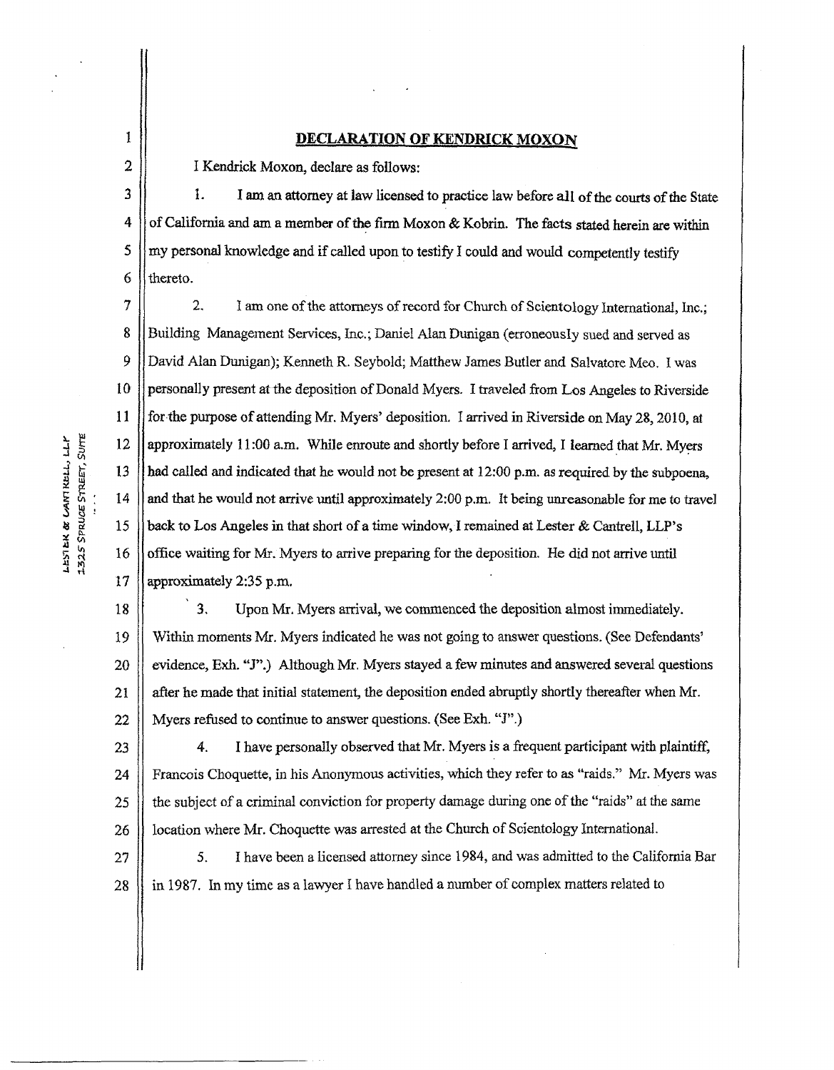## DECLARATION OF KENDRICK MOXON

I Kendrick Moxon, declare as follows:

1. I am an attorney at law licensed to practice law before all of the courts of the State of California and am a member of the firm Moxon & Kobrin. The facts stated herein are within my personal knowledge and if called upon to testify I could and would competently testify thereto.

2. I am one of the attorneys of record for Church of Scientology International, Inc.; Building Management Services, Inc.; Daniel Alan Dunigan (erroneously sued and served as David Alan Dunigan); Kenneth R. Seybold; Matthew James Butler and Salvatore Meo. I was personally present at the deposition of Donald Myers. I traveled from Los Angeles to Riverside for the purpose of attending Mr. Myers' deposition. I arrived in Riverside on May 28, 2010, at approximately 11:00 a.m. While enroute and shortly before I arrived, I learned that Mr. Myers had called and indicated that he would not be present at 12:00 p.m. as required by the subpoena, and that he would not arrive until approximately 2:00 p.m. It being unreasonable for me to travel back to Los Angeles in that short of a time window, I remained at Lester & Cantrell, LLP's office waiting for Mr. Myers to arrive preparing for the deposition. He did not arrive until approximately 2:35 p.m.

3. Upon Mr. Myers arrival, we commenced the deposition almost immediately. Within moments Mr. Myers indicated he was not going to answer questions. (See Defendants' evidence, Exh. "J".) Although Mr. Myers stayed a few minutes and answered several questions after he made that initial statement, the deposition ended abruptly shortly thereafter when Mr. Myers refused to continue to answer questions. (See Exh. "J".)

4. I have personally observed that Mr. Myers is a frequent participant with plaintiff, Francois Choquette, in his Anonymous activities, which they refer to as "raids." Mr. Myers was the subject of a criminal conviction for property damage during one of the "raids" at the same location where Mr. Choquette was arrested at the Church of Scientology International.

5. I have been a licensed attorney since 1984, and was admitted to the California Bar in 1987. In my time as a lawyer I have handled a number of complex matters related to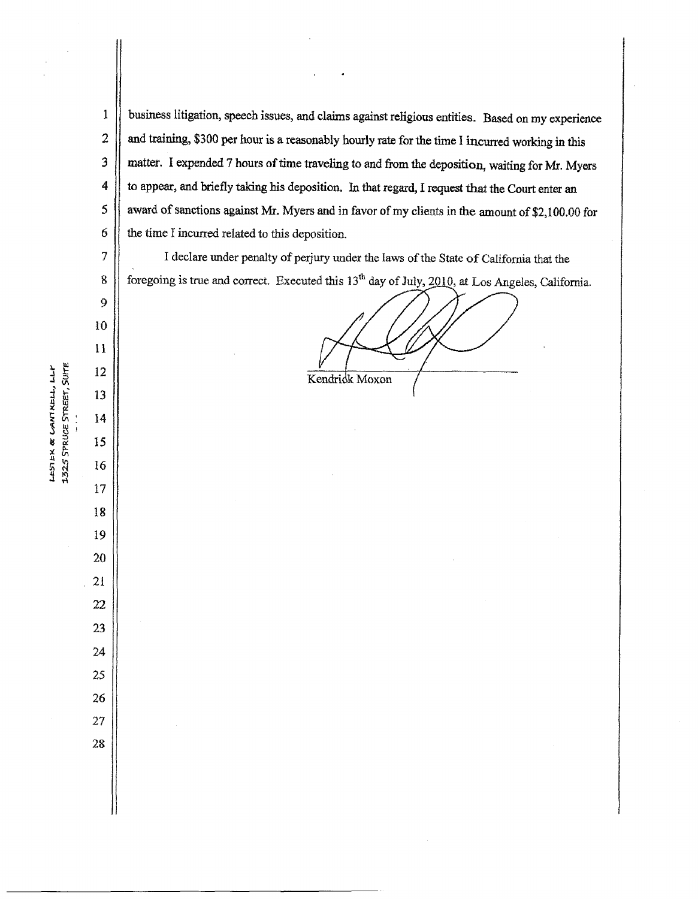business litigation, speech issues, and claims against religious entities. Based on my experience and training, \$300 per hour is a reasonably hourly rate for the time I incurred working in this matter. I expended 7 hours of time traveling to and from the deposition, waiting for Mr. Myers to appear, and briefly taking his deposition. In that regard, I request that the Court enter an award of sanctions against Mr. Myers and in favor of my clients in the amount of \$2,100.00 for the time I incurred related to this deposition.

I declare under penalty of perjury under the laws of the State of California that the foregoing is true and correct. Executed this 13th day of July, 2010, at Los Angeles, California.

Kendrick Moxon